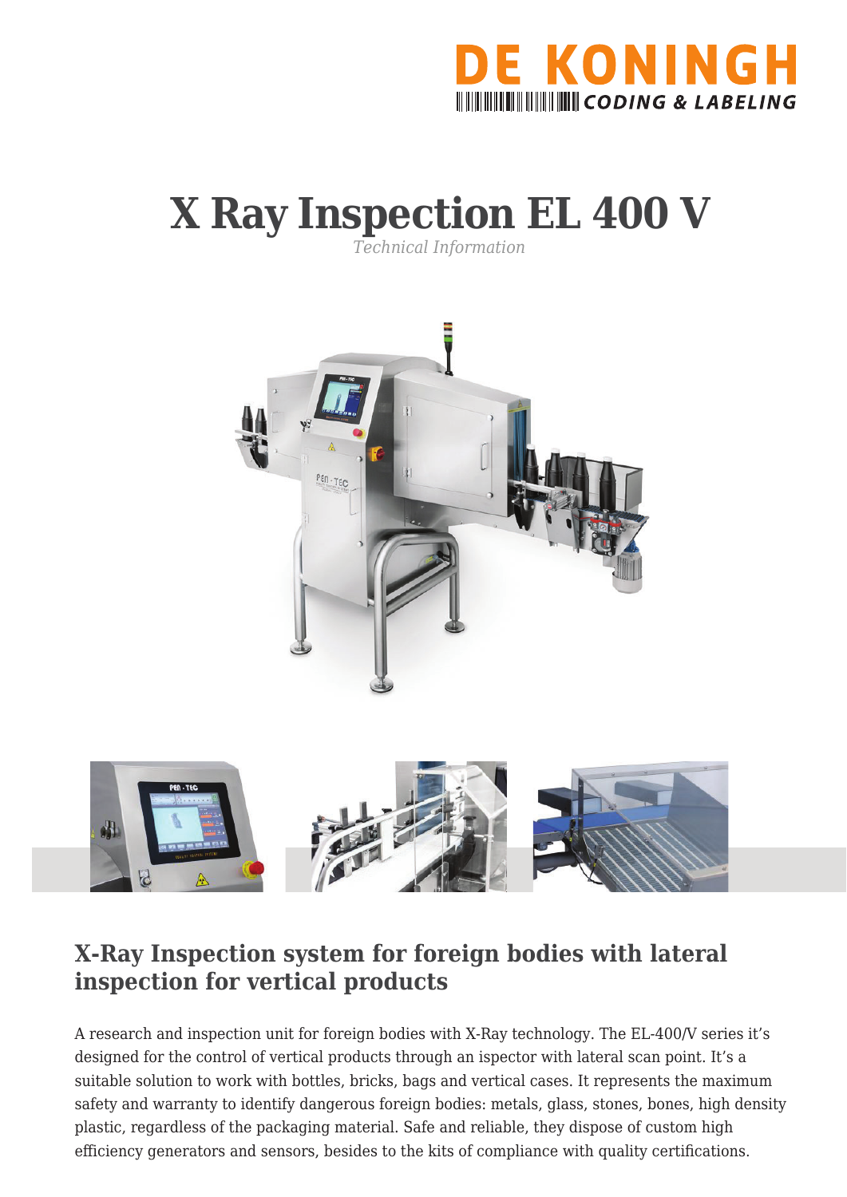# X Ray Inspection EL 400 V

*Technical Information*

## X-Ray Inspection system for foreign bodies with lateral inspection for vertical products

A research and inspection unit for foreign bodies with X-Ray technology. The EL-400/V series it's designed for the control of vertical products through an ispector with lateral scan point. It's a suitable solution to work with bottles, bricks, bags and vertical cases. It represents the maximum safety and warranty to identify dangerous foreign bodies: metals, glass, stones, bones, high density plastic, regardless of the packaging material. Safe and reliable, they dispose of custom high efficiency generators and sensors, besides to the kits of compliance with quality certifications.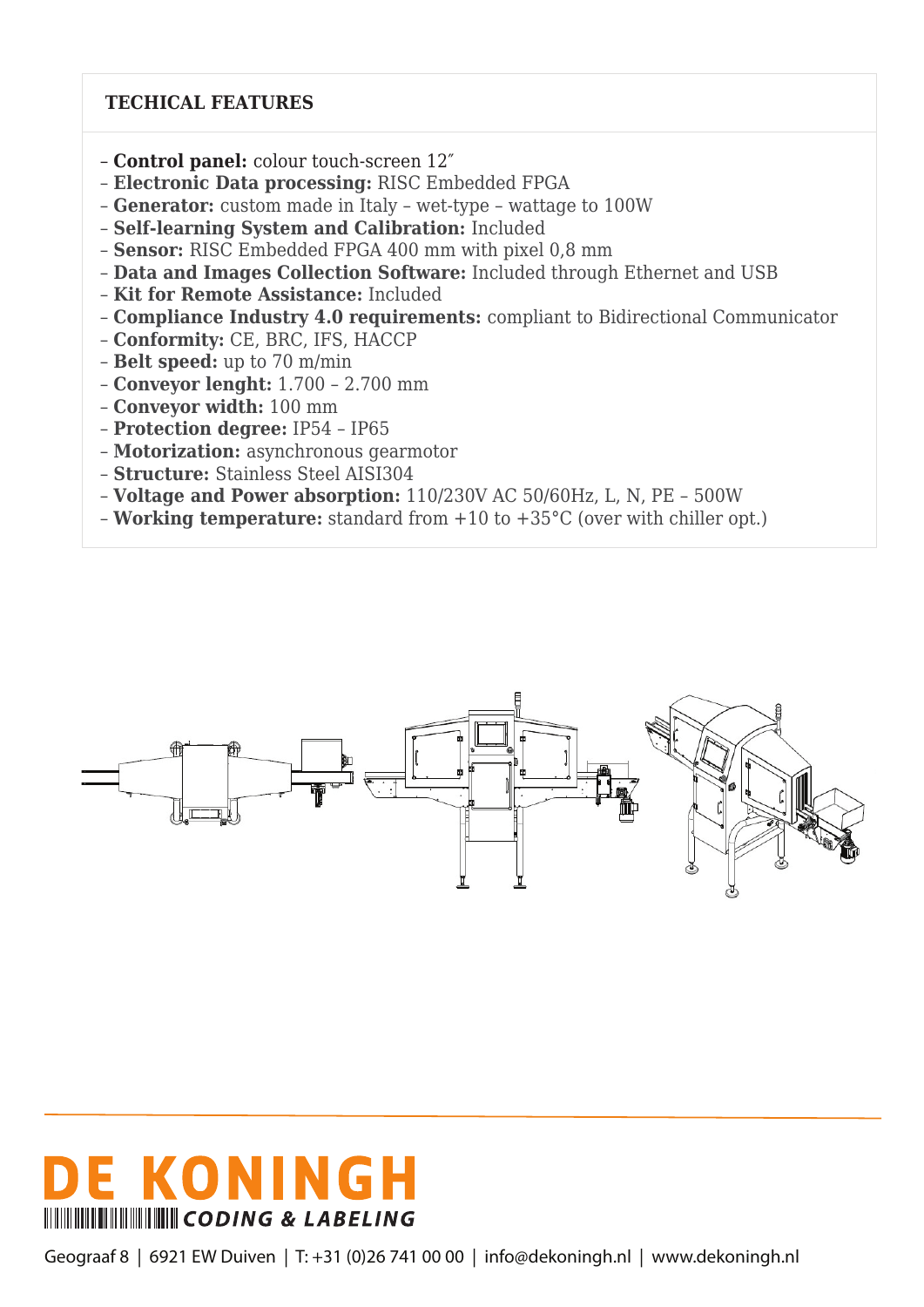## TECHICAL FEATURES

- **Control panel:** colour touch-screen 12″
- **Electronic Data processing:** RISC Embedded FPGA
- **Generator:** custom made in Italy – wet-type – wattage to 100W
- **Self-learning System and Calibration:** Included
- **Sensor:** RISC Embedded FPGA 400 mm with pixel 0,8 mm
- **Data and Images Collection Software:** Included through Ethernet and USB
- **Kit for Remote Assistance:** Included
- **Compliance Industry 4.0 requirements:** compliant to Bidirectional Communicator
- **Conformity:** CE, BRC, IFS, HACCP
- **Belt speed:** up to 70 m/min
- **Conveyor lenght:** 1.700 – 2.700 mm
- **Conveyor width:** 100 mm
- **Protection degree:** IP54 – IP65
- **Motorization:** asynchronous gearmotor
- **Structure:** Stainless Steel AISI304
- **Voltage and Power absorption:** 110/230V AC 50/60Hz, L, N, PE – 500W
- **Working temperature:** standard from +10 to +35°C (over with chiller opt.)

DE KONINGH
CODING & LABELING

Geograaf 8 | 6921 EW Duiven | T: +31 (0)26 741 00 00 | info@dekoningh.nl | www.dekoningh.nl